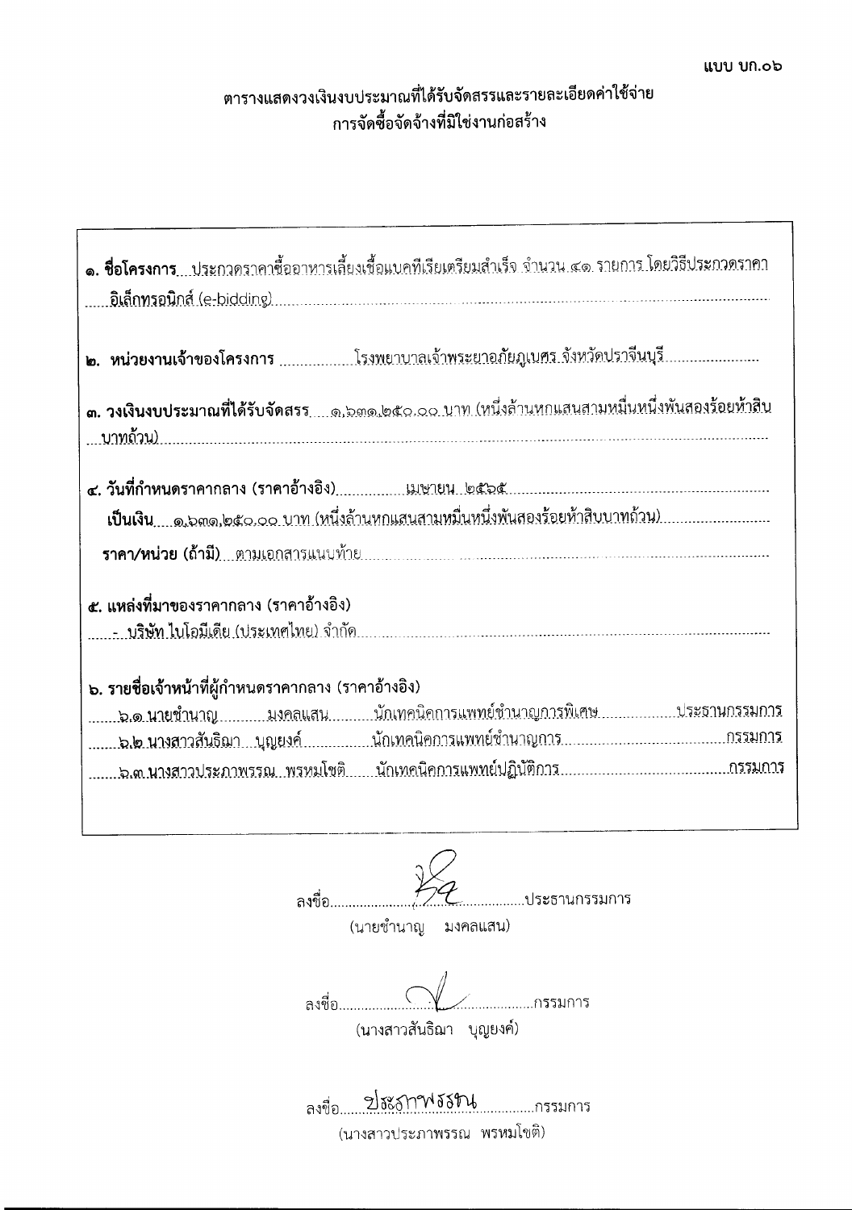แบบ บก.๐๖

## ตารางแสดงวงเงินงบประมาณที่ได้รับจัดสรรและรายละเอียดค่าใช้จ่าย การจัดซื้อจัดจ้างที่มิใช่งานก่อสร้าง

**๑. ชื่อโครงการ** ประกวดราคาซื้ออาหารเลี้ยงเชื้อแบคทีเรียเตรียมสำเร็จ จำนวน ๔๑ รายการ โดยวิธีประกวดราคาอิเล็กทรอนิกส์ (e-bidding)

**๒. หน่วยงานเจ้าของโครงการ** โรงพยาบาลเจ้าพระยาอภัยภูเบศร จังหวัดปราจีนบุรี

**๓. วงเงินงบประมาณที่ได้รับจัดสรร** ๑,๖๓๑,๒๕๐.๐๐ บาท (หนึ่งล้านหกแสนสามหมื่นหนึ่งพันสองร้อยห้าสิบบาทถ้วน)

**๔. วันที่กำหนดราคากลาง (ราคาอ้างอิง)** เมษายน ๒๕๖๕

**เป็นเงิน** ๑,๖๓๑,๒๕๐.๐๐ บาท (หนึ่งล้านหกแสนสามหมื่นหนึ่งพันสองร้อยห้าสิบบาทถ้วน)

**ราคา/หน่วย (ถ้ามี)** ตามเอกสารแนบท้าย

**๕. แหล่งที่มาของราคากลาง (ราคาอ้างอิง)**

- บริษัท ไบโอมีเดีย (ประเทศไทย) จำกัด

**๖. รายชื่อเจ้าหน้าที่ผู้กำหนดราคากลาง (ราคาอ้างอิง)**

๖.๑ นายชำนาญ มงคลแสน นักเทคนิคการแพทย์ชำนาญการพิเศษ ประธานกรรมการ

๖.๒ นางสาวสันธิฌา บุญยงค์ นักเทคนิคการแพทย์ชำนาญการ กรรมการ

๖.๓ นางสาวประภาพรรณ พรหมโชติ นักเทคนิคการแพทย์ปฏิบัติการ กรรมการ

ลงชื่อ.......................ประธานกรรมการ
(นายชำนาญ มงคลแสน)

ลงชื่อ.......................กรรมการ
(นางสาวสันธิฌา บุญยงค์)

ลงชื่อ ประภาพรรณ กรรมการ
(นางสาวประภาพรรณ พรหมโชติ)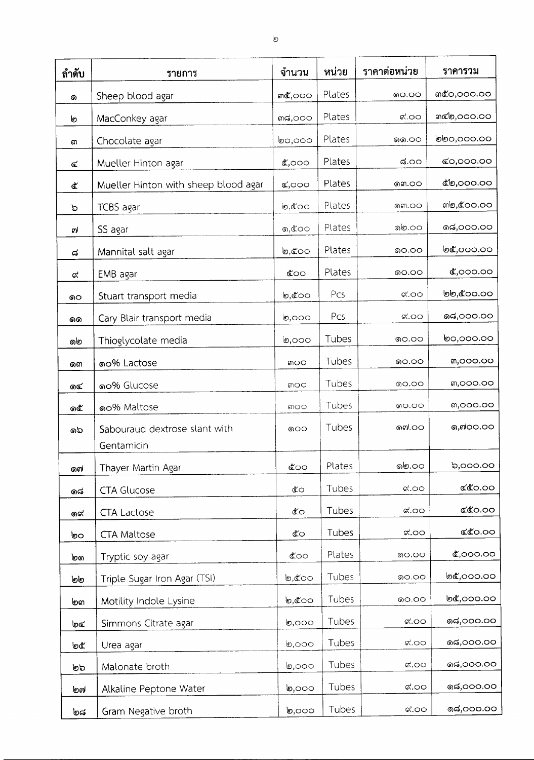| ลำดับ | รายการ | จำนวน | หน่วย | ราคาต่อหน่วย | ราคารวม |
|---|---|---|---|---|---|
| ๑ | Sheep blood agar | ๓๕,๐๐๐ | Plates | ๑๐.๐๐ | ๓๕๐,๐๐๐.๐๐ |
| ๒ | MacConkey agar | ๓๘,๐๐๐ | Plates | ๙.๐๐ | ๓๔๒,๐๐๐.๐๐ |
| ๓ | Chocolate agar | ๒๐,๐๐๐ | Plates | ๑๑.๐๐ | ๒๒๐,๐๐๐.๐๐ |
| ๔ | Mueller Hinton agar | ๕,๐๐๐ | Plates | ๘.๐๐ | ๔๐,๐๐๐.๐๐ |
| ๕ | Mueller Hinton with sheep blood agar | ๔,๐๐๐ | Plates | ๑๓.๐๐ | ๕๒,๐๐๐.๐๐ |
| ๖ | TCBS agar | ๒,๕๐๐ | Plates | ๑๓.๐๐ | ๓๒,๕๐๐.๐๐ |
| ๗ | SS agar | ๑,๕๐๐ | Plates | ๑๒.๐๐ | ๑๘,๐๐๐.๐๐ |
| ๘ | Mannital salt agar | ๒,๕๐๐ | Plates | ๑๐.๐๐ | ๒๕,๐๐๐.๐๐ |
| ๙ | EMB agar | ๕๐๐ | Plates | ๑๐.๐๐ | ๕,๐๐๐.๐๐ |
| ๑๐ | Stuart transport media | ๒,๕๐๐ | Pcs | ๙.๐๐ | ๒๒,๕๐๐.๐๐ |
| ๑๑ | Cary Blair transport media | ๒,๐๐๐ | Pcs | ๙.๐๐ | ๑๘,๐๐๐.๐๐ |
| ๑๒ | Thioglycolate media | ๒,๐๐๐ | Tubes | ๑๐.๐๐ | ๒๐,๐๐๐.๐๐ |
| ๑๓ | ๑๐% Lactose | ๓๐๐ | Tubes | ๑๐.๐๐ | ๓,๐๐๐.๐๐ |
| ๑๔ | ๑๐% Glucose | ๓๐๐ | Tubes | ๑๐.๐๐ | ๓,๐๐๐.๐๐ |
| ๑๕ | ๑๐% Maltose | ๓๐๐ | Tubes | ๑๐.๐๐ | ๓,๐๐๐.๐๐ |
| ๑๖ | Sabouraud dextrose slant with Gentamicin | ๑๐๐ | Tubes | ๑๗.๐๐ | ๑,๗๐๐.๐๐ |
| ๑๗ | Thayer Martin Agar | ๕๐๐ | Plates | ๑๒.๐๐ | ๖,๐๐๐.๐๐ |
| ๑๘ | CTA Glucose | ๕๐ | Tubes | ๙.๐๐ | ๔๕๐.๐๐ |
| ๑๙ | CTA Lactose | ๕๐ | Tubes | ๙.๐๐ | ๔๕๐.๐๐ |
| ๒๐ | CTA Maltose | ๕๐ | Tubes | ๙.๐๐ | ๔๕๐.๐๐ |
| ๒๑ | Tryptic soy agar | ๕๐๐ | Plates | ๑๐.๐๐ | ๕,๐๐๐.๐๐ |
| ๒๒ | Triple Sugar Iron Agar (TSI) | ๒,๕๐๐ | Tubes | ๑๐.๐๐ | ๒๕,๐๐๐.๐๐ |
| ๒๓ | Motility Indole Lysine | ๒,๕๐๐ | Tubes | ๑๐.๐๐ | ๒๕,๐๐๐.๐๐ |
| ๒๔ | Simmons Citrate agar | ๒,๐๐๐ | Tubes | ๙.๐๐ | ๑๘,๐๐๐.๐๐ |
| ๒๕ | Urea agar | ๒,๐๐๐ | Tubes | ๙.๐๐ | ๑๘,๐๐๐.๐๐ |
| ๒๖ | Malonate broth | ๒,๐๐๐ | Tubes | ๙.๐๐ | ๑๘,๐๐๐.๐๐ |
| ๒๗ | Alkaline Peptone Water | ๒,๐๐๐ | Tubes | ๙.๐๐ | ๑๘,๐๐๐.๐๐ |
| ๒๘ | Gram Negative broth | ๒,๐๐๐ | Tubes | ๙.๐๐ | ๑๘,๐๐๐.๐๐ |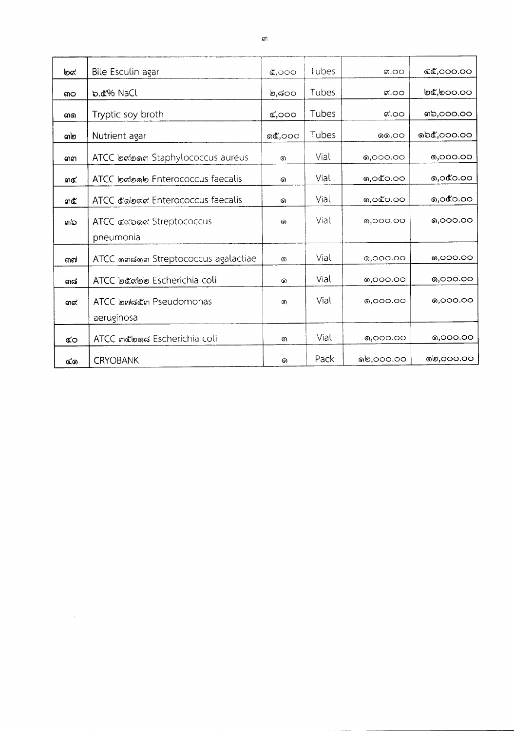| | | | | | |
|---|---|---|---|---|---|
| ๒๙ | Bile Esculin agar | ๕,๐๐๐ | Tubes | ๙.๐๐ | ๔๕,๐๐๐.๐๐ |
| ๓๐ | ๖.๕% NaCl | ๒,๘๐๐ | Tubes | ๙.๐๐ | ๒๕,๒๐๐.๐๐ |
| ๓๑ | Tryptic soy broth | ๔,๐๐๐ | Tubes | ๙.๐๐ | ๓๖,๐๐๐.๐๐ |
| ๓๒ | Nutrient agar | ๑๕,๐๐๐ | Tubes | ๑๑.๐๐ | ๑๖๕,๐๐๐.๐๐ |
| ๓๓ | ATCC ๒๙๒๑๓ Staphylococcus aureus | ๑ | Vial | ๑,๐๐๐.๐๐ | ๑,๐๐๐.๐๐ |
| ๓๔ | ATCC ๒๙๒๑๒ Enterococcus faecalis | ๑ | Vial | ๑,๐๕๐.๐๐ | ๑,๐๕๐.๐๐ |
| ๓๕ | ATCC ๕๑๒๙๙ Enterococcus faecalis | ๑ | Vial | ๑,๐๕๐.๐๐ | ๑,๐๕๐.๐๐ |
| ๓๖ | ATCC ๔๙๖๑๙ Streptococcus pneumonia | ๑ | Vial | ๑,๐๐๐.๐๐ | ๑,๐๐๐.๐๐ |
| ๓๗ | ATCC ๑๓๘๑๓ Streptococcus agalactiae | ๑ | Vial | ๑,๐๐๐.๐๐ | ๑,๐๐๐.๐๐ |
| ๓๘ | ATCC ๒๕๙๒๒ Escherichia coli | ๑ | Vial | ๑,๐๐๐.๐๐ | ๑,๐๐๐.๐๐ |
| ๓๙ | ATCC ๒๗๘๕๓ Pseudomonas aeruginosa | ๑ | Vial | ๑,๐๐๐.๐๐ | ๑,๐๐๐.๐๐ |
| ๔๐ | ATCC ๓๕๒๑๘ Escherichia coli | ๑ | Vial | ๑,๐๐๐.๐๐ | ๑,๐๐๐.๐๐ |
| ๔๑ | CRYOBANK | ๑ | Pack | ๑๒,๐๐๐.๐๐ | ๑๒,๐๐๐.๐๐ |